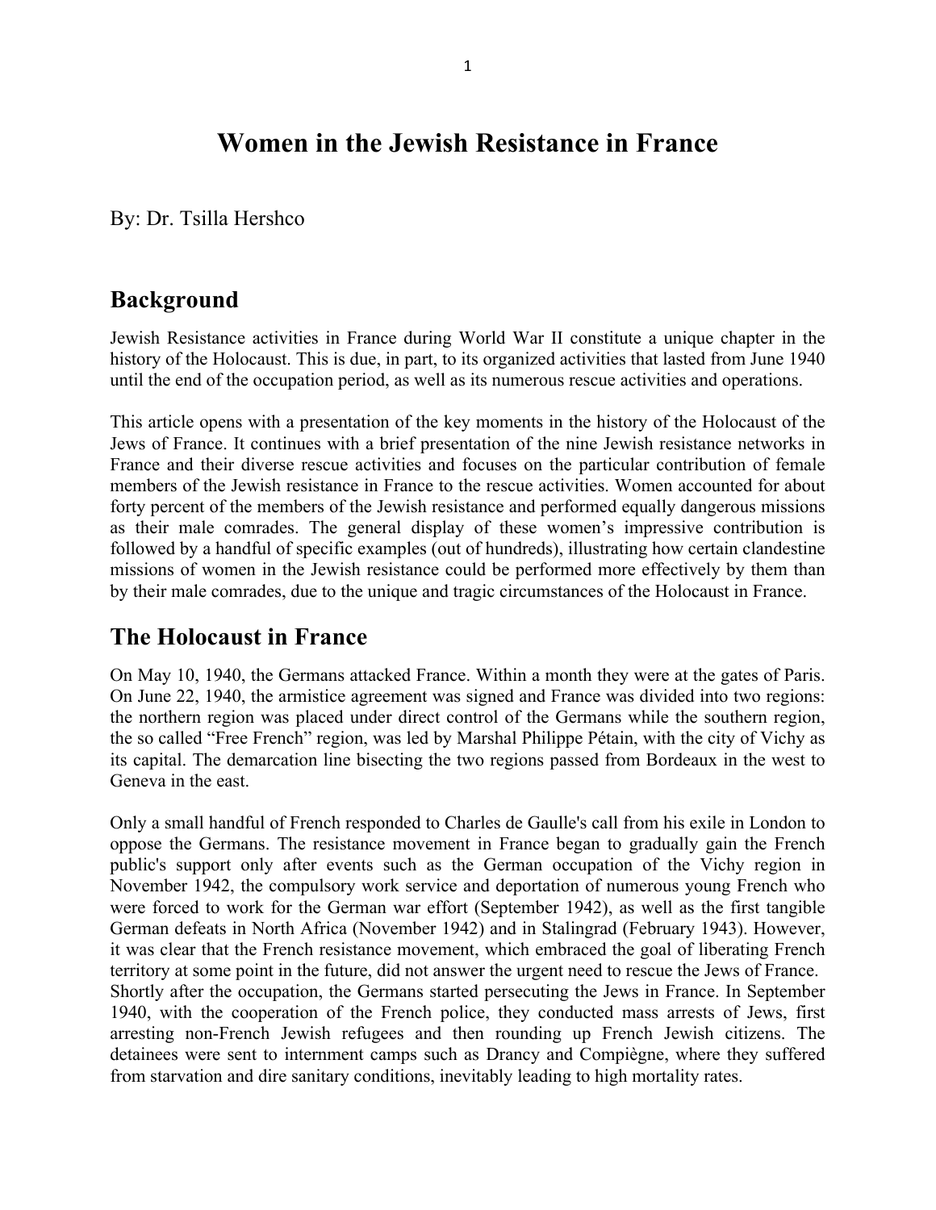# Women in the Jewish Resistance in France

By: Dr. Tsilla Hershco

## Background

Jewish Resistance activities in France during World War II constitute a unique chapter in the history of the Holocaust. This is due, in part, to its organized activities that lasted from June 1940 until the end of the occupation period, as well as its numerous rescue activities and operations.

This article opens with a presentation of the key moments in the history of the Holocaust of the Jews of France. It continues with a brief presentation of the nine Jewish resistance networks in France and their diverse rescue activities and focuses on the particular contribution of female members of the Jewish resistance in France to the rescue activities. Women accounted for about forty percent of the members of the Jewish resistance and performed equally dangerous missions as their male comrades. The general display of these women's impressive contribution is followed by a handful of specific examples (out of hundreds), illustrating how certain clandestine missions of women in the Jewish resistance could be performed more effectively by them than by their male comrades, due to the unique and tragic circumstances of the Holocaust in France.

## The Holocaust in France

On May 10, 1940, the Germans attacked France. Within a month they were at the gates of Paris. On June 22, 1940, the armistice agreement was signed and France was divided into two regions: the northern region was placed under direct control of the Germans while the southern region, the so called "Free French" region, was led by Marshal Philippe Pétain, with the city of Vichy as its capital. The demarcation line bisecting the two regions passed from Bordeaux in the west to Geneva in the east.

Only a small handful of French responded to Charles de Gaulle's call from his exile in London to oppose the Germans. The resistance movement in France began to gradually gain the French public's support only after events such as the German occupation of the Vichy region in November 1942, the compulsory work service and deportation of numerous young French who were forced to work for the German war effort (September 1942), as well as the first tangible German defeats in North Africa (November 1942) and in Stalingrad (February 1943). However, it was clear that the French resistance movement, which embraced the goal of liberating French territory at some point in the future, did not answer the urgent need to rescue the Jews of France. Shortly after the occupation, the Germans started persecuting the Jews in France. In September 1940, with the cooperation of the French police, they conducted mass arrests of Jews, first arresting non-French Jewish refugees and then rounding up French Jewish citizens. The detainees were sent to internment camps such as Drancy and Compiègne, where they suffered from starvation and dire sanitary conditions, inevitably leading to high mortality rates.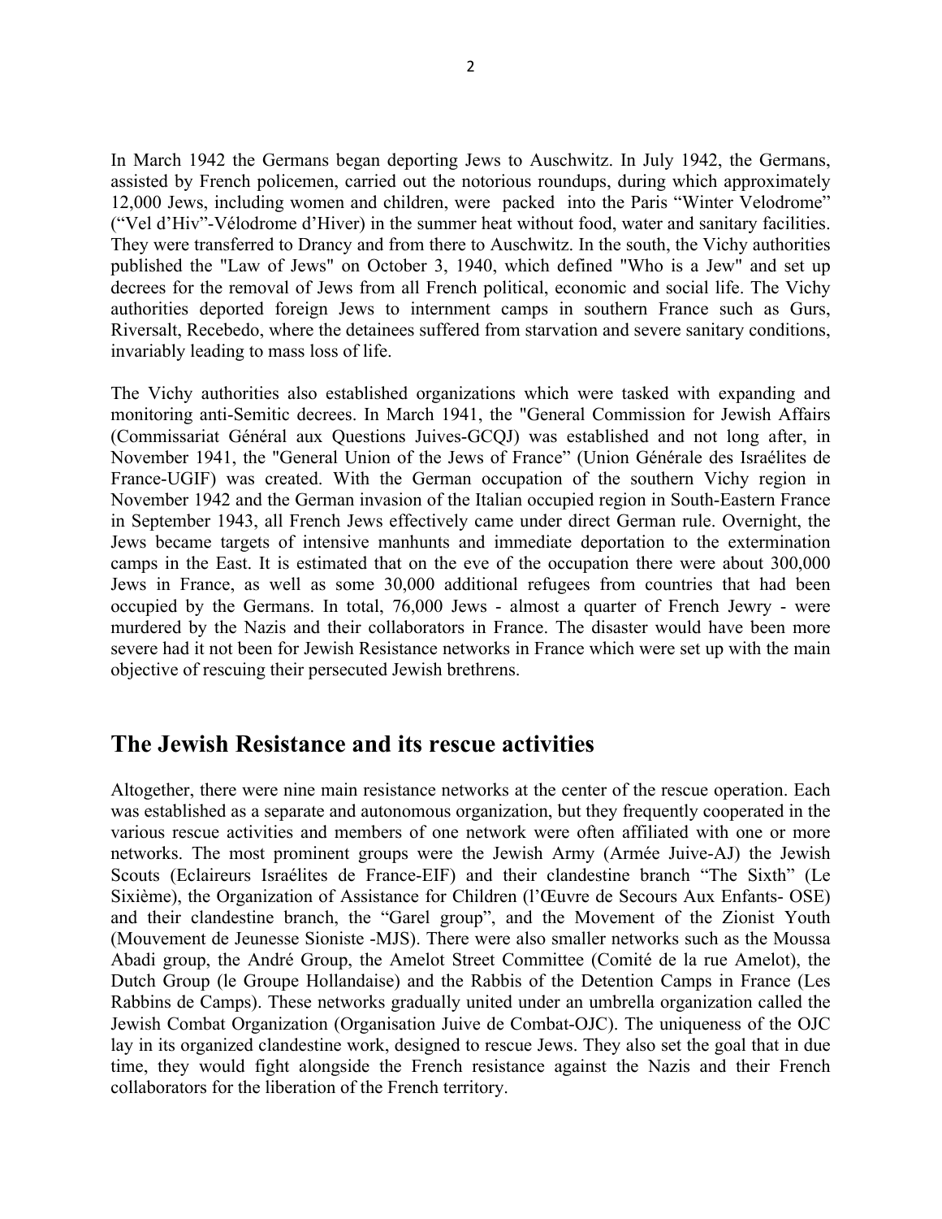In March 1942 the Germans began deporting Jews to Auschwitz. In July 1942, the Germans, assisted by French policemen, carried out the notorious roundups, during which approximately 12,000 Jews, including women and children, were packed into the Paris "Winter Velodrome" ("Vel d'Hiv"-Vélodrome d'Hiver) in the summer heat without food, water and sanitary facilities. They were transferred to Drancy and from there to Auschwitz. In the south, the Vichy authorities published the "Law of Jews" on October 3, 1940, which defined "Who is a Jew" and set up decrees for the removal of Jews from all French political, economic and social life. The Vichy authorities deported foreign Jews to internment camps in southern France such as Gurs, Riversalt, Recebedo, where the detainees suffered from starvation and severe sanitary conditions, invariably leading to mass loss of life.

The Vichy authorities also established organizations which were tasked with expanding and monitoring anti-Semitic decrees. In March 1941, the "General Commission for Jewish Affairs (Commissariat Général aux Questions Juives-GCQJ) was established and not long after, in November 1941, the "General Union of the Jews of France" (Union Générale des Israélites de France-UGIF) was created. With the German occupation of the southern Vichy region in November 1942 and the German invasion of the Italian occupied region in South-Eastern France in September 1943, all French Jews effectively came under direct German rule. Overnight, the Jews became targets of intensive manhunts and immediate deportation to the extermination camps in the East. It is estimated that on the eve of the occupation there were about 300,000 Jews in France, as well as some 30,000 additional refugees from countries that had been occupied by the Germans. In total, 76,000 Jews - almost a quarter of French Jewry - were murdered by the Nazis and their collaborators in France. The disaster would have been more severe had it not been for Jewish Resistance networks in France which were set up with the main objective of rescuing their persecuted Jewish brethrens.

## The Jewish Resistance and its rescue activities

Altogether, there were nine main resistance networks at the center of the rescue operation. Each was established as a separate and autonomous organization, but they frequently cooperated in the various rescue activities and members of one network were often affiliated with one or more networks. The most prominent groups were the Jewish Army (Armée Juive-AJ) the Jewish Scouts (Eclaireurs Israélites de France-EIF) and their clandestine branch "The Sixth" (Le Sixième), the Organization of Assistance for Children (l'Œuvre de Secours Aux Enfants- OSE) and their clandestine branch, the "Garel group", and the Movement of the Zionist Youth (Mouvement de Jeunesse Sioniste -MJS). There were also smaller networks such as the Moussa Abadi group, the André Group, the Amelot Street Committee (Comité de la rue Amelot), the Dutch Group (le Groupe Hollandaise) and the Rabbis of the Detention Camps in France (Les Rabbins de Camps). These networks gradually united under an umbrella organization called the Jewish Combat Organization (Organisation Juive de Combat-OJC). The uniqueness of the OJC lay in its organized clandestine work, designed to rescue Jews. They also set the goal that in due time, they would fight alongside the French resistance against the Nazis and their French collaborators for the liberation of the French territory.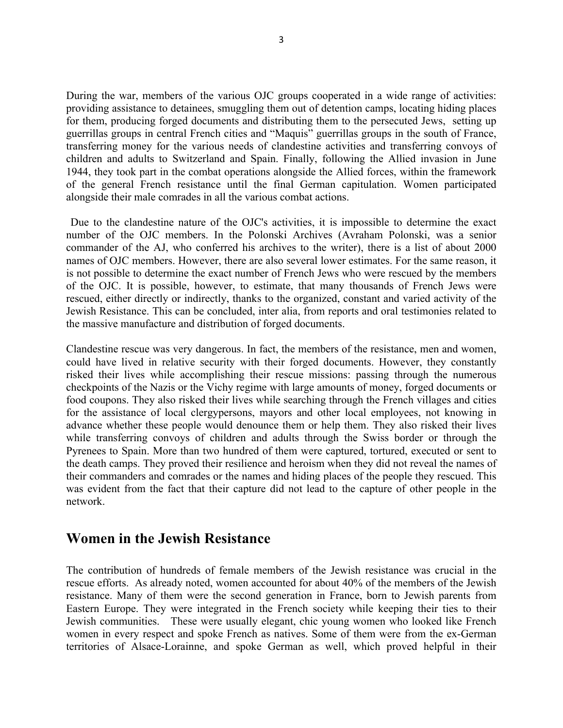During the war, members of the various OJC groups cooperated in a wide range of activities: providing assistance to detainees, smuggling them out of detention camps, locating hiding places for them, producing forged documents and distributing them to the persecuted Jews, setting up guerrillas groups in central French cities and "Maquis" guerrillas groups in the south of France, transferring money for the various needs of clandestine activities and transferring convoys of children and adults to Switzerland and Spain. Finally, following the Allied invasion in June 1944, they took part in the combat operations alongside the Allied forces, within the framework of the general French resistance until the final German capitulation. Women participated alongside their male comrades in all the various combat actions.

Due to the clandestine nature of the OJC's activities, it is impossible to determine the exact number of the OJC members. In the Polonski Archives (Avraham Polonski, was a senior commander of the AJ, who conferred his archives to the writer), there is a list of about 2000 names of OJC members. However, there are also several lower estimates. For the same reason, it is not possible to determine the exact number of French Jews who were rescued by the members of the OJC. It is possible, however, to estimate, that many thousands of French Jews were rescued, either directly or indirectly, thanks to the organized, constant and varied activity of the Jewish Resistance. This can be concluded, inter alia, from reports and oral testimonies related to the massive manufacture and distribution of forged documents.

Clandestine rescue was very dangerous. In fact, the members of the resistance, men and women, could have lived in relative security with their forged documents. However, they constantly risked their lives while accomplishing their rescue missions: passing through the numerous checkpoints of the Nazis or the Vichy regime with large amounts of money, forged documents or food coupons. They also risked their lives while searching through the French villages and cities for the assistance of local clergypersons, mayors and other local employees, not knowing in advance whether these people would denounce them or help them. They also risked their lives while transferring convoys of children and adults through the Swiss border or through the Pyrenees to Spain. More than two hundred of them were captured, tortured, executed or sent to the death camps. They proved their resilience and heroism when they did not reveal the names of their commanders and comrades or the names and hiding places of the people they rescued. This was evident from the fact that their capture did not lead to the capture of other people in the network.

## Women in the Jewish Resistance

The contribution of hundreds of female members of the Jewish resistance was crucial in the rescue efforts. As already noted, women accounted for about 40% of the members of the Jewish resistance. Many of them were the second generation in France, born to Jewish parents from Eastern Europe. They were integrated in the French society while keeping their ties to their Jewish communities. These were usually elegant, chic young women who looked like French women in every respect and spoke French as natives. Some of them were from the ex-German territories of Alsace-Lorainne, and spoke German as well, which proved helpful in their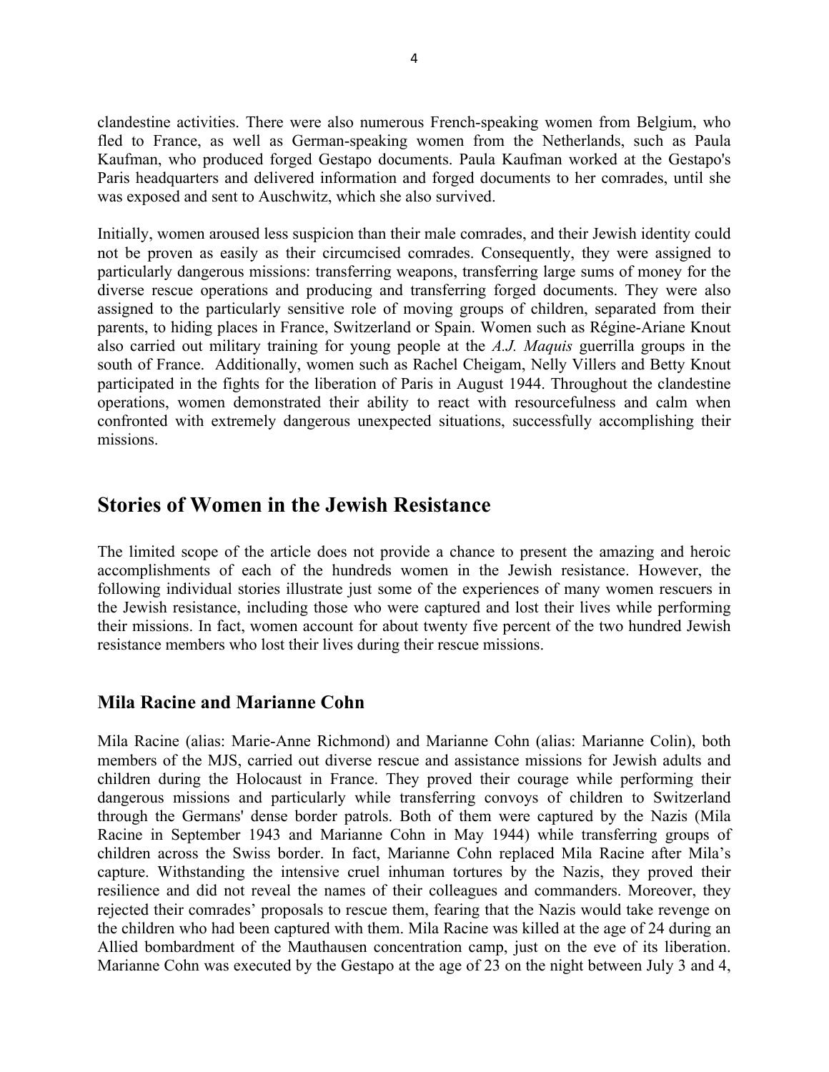clandestine activities. There were also numerous French-speaking women from Belgium, who fled to France, as well as German-speaking women from the Netherlands, such as Paula Kaufman, who produced forged Gestapo documents. Paula Kaufman worked at the Gestapo's Paris headquarters and delivered information and forged documents to her comrades, until she was exposed and sent to Auschwitz, which she also survived.

Initially, women aroused less suspicion than their male comrades, and their Jewish identity could not be proven as easily as their circumcised comrades. Consequently, they were assigned to particularly dangerous missions: transferring weapons, transferring large sums of money for the diverse rescue operations and producing and transferring forged documents. They were also assigned to the particularly sensitive role of moving groups of children, separated from their parents, to hiding places in France, Switzerland or Spain. Women such as Régine-Ariane Knout also carried out military training for young people at the *A.J. Maquis* guerrilla groups in the south of France. Additionally, women such as Rachel Cheigam, Nelly Villers and Betty Knout participated in the fights for the liberation of Paris in August 1944. Throughout the clandestine operations, women demonstrated their ability to react with resourcefulness and calm when confronted with extremely dangerous unexpected situations, successfully accomplishing their missions.

## Stories of Women in the Jewish Resistance

The limited scope of the article does not provide a chance to present the amazing and heroic accomplishments of each of the hundreds women in the Jewish resistance. However, the following individual stories illustrate just some of the experiences of many women rescuers in the Jewish resistance, including those who were captured and lost their lives while performing their missions. In fact, women account for about twenty five percent of the two hundred Jewish resistance members who lost their lives during their rescue missions.

### Mila Racine and Marianne Cohn

Mila Racine (alias: Marie-Anne Richmond) and Marianne Cohn (alias: Marianne Colin), both members of the MJS, carried out diverse rescue and assistance missions for Jewish adults and children during the Holocaust in France. They proved their courage while performing their dangerous missions and particularly while transferring convoys of children to Switzerland through the Germans' dense border patrols. Both of them were captured by the Nazis (Mila Racine in September 1943 and Marianne Cohn in May 1944) while transferring groups of children across the Swiss border. In fact, Marianne Cohn replaced Mila Racine after Mila's capture. Withstanding the intensive cruel inhuman tortures by the Nazis, they proved their resilience and did not reveal the names of their colleagues and commanders. Moreover, they rejected their comrades' proposals to rescue them, fearing that the Nazis would take revenge on the children who had been captured with them. Mila Racine was killed at the age of 24 during an Allied bombardment of the Mauthausen concentration camp, just on the eve of its liberation. Marianne Cohn was executed by the Gestapo at the age of 23 on the night between July 3 and 4,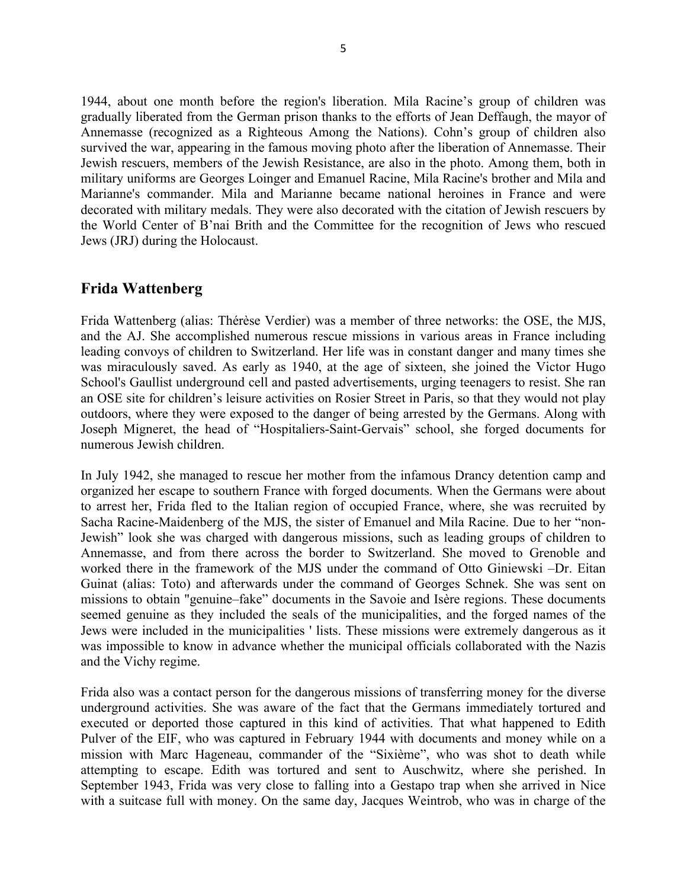1944, about one month before the region's liberation. Mila Racine's group of children was gradually liberated from the German prison thanks to the efforts of Jean Deffaugh, the mayor of Annemasse (recognized as a Righteous Among the Nations). Cohn's group of children also survived the war, appearing in the famous moving photo after the liberation of Annemasse. Their Jewish rescuers, members of the Jewish Resistance, are also in the photo. Among them, both in military uniforms are Georges Loinger and Emanuel Racine, Mila Racine's brother and Mila and Marianne's commander. Mila and Marianne became national heroines in France and were decorated with military medals. They were also decorated with the citation of Jewish rescuers by the World Center of B'nai Brith and the Committee for the recognition of Jews who rescued Jews (JRJ) during the Holocaust.

## Frida Wattenberg

Frida Wattenberg (alias: Thérèse Verdier) was a member of three networks: the OSE, the MJS, and the AJ. She accomplished numerous rescue missions in various areas in France including leading convoys of children to Switzerland. Her life was in constant danger and many times she was miraculously saved. As early as 1940, at the age of sixteen, she joined the Victor Hugo School's Gaullist underground cell and pasted advertisements, urging teenagers to resist. She ran an OSE site for children's leisure activities on Rosier Street in Paris, so that they would not play outdoors, where they were exposed to the danger of being arrested by the Germans. Along with Joseph Migneret, the head of "Hospitaliers-Saint-Gervais" school, she forged documents for numerous Jewish children.

In July 1942, she managed to rescue her mother from the infamous Drancy detention camp and organized her escape to southern France with forged documents. When the Germans were about to arrest her, Frida fled to the Italian region of occupied France, where, she was recruited by Sacha Racine-Maidenberg of the MJS, the sister of Emanuel and Mila Racine. Due to her "non-Jewish" look she was charged with dangerous missions, such as leading groups of children to Annemasse, and from there across the border to Switzerland. She moved to Grenoble and worked there in the framework of the MJS under the command of Otto Giniewski –Dr. Eitan Guinat (alias: Toto) and afterwards under the command of Georges Schnek. She was sent on missions to obtain "genuine–fake" documents in the Savoie and Isère regions. These documents seemed genuine as they included the seals of the municipalities, and the forged names of the Jews were included in the municipalities ' lists. These missions were extremely dangerous as it was impossible to know in advance whether the municipal officials collaborated with the Nazis and the Vichy regime.

Frida also was a contact person for the dangerous missions of transferring money for the diverse underground activities. She was aware of the fact that the Germans immediately tortured and executed or deported those captured in this kind of activities. That what happened to Edith Pulver of the EIF, who was captured in February 1944 with documents and money while on a mission with Marc Hageneau, commander of the "Sixième", who was shot to death while attempting to escape. Edith was tortured and sent to Auschwitz, where she perished. In September 1943, Frida was very close to falling into a Gestapo trap when she arrived in Nice with a suitcase full with money. On the same day, Jacques Weintrob, who was in charge of the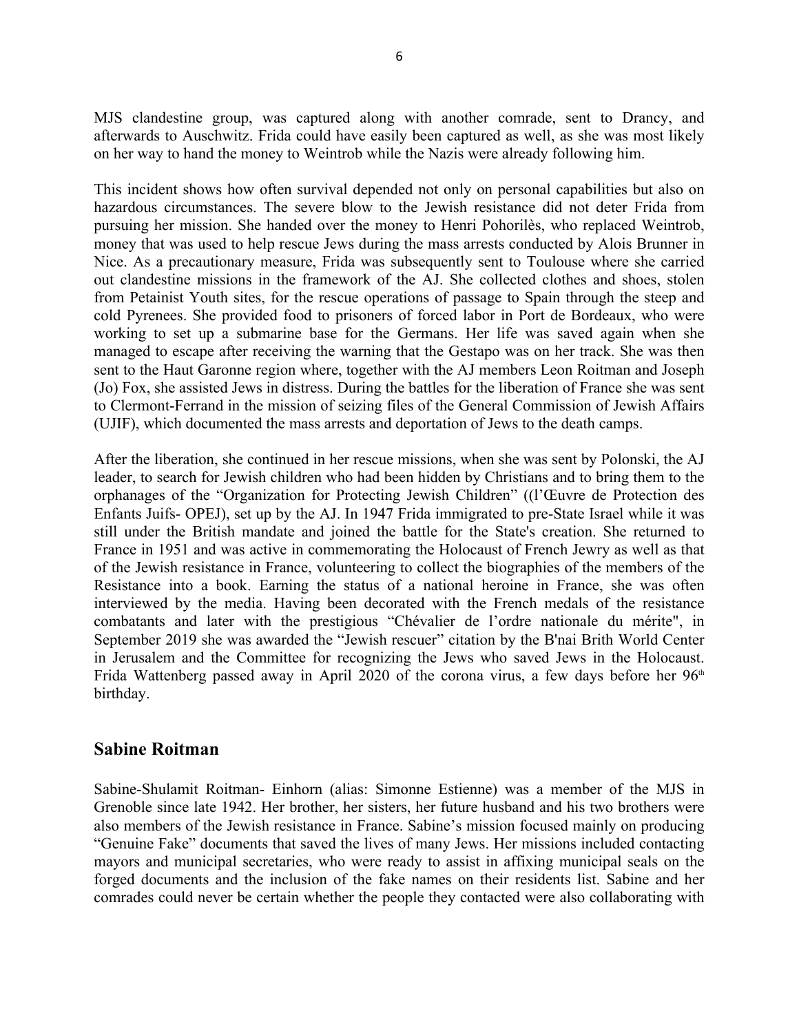MJS clandestine group, was captured along with another comrade, sent to Drancy, and afterwards to Auschwitz. Frida could have easily been captured as well, as she was most likely on her way to hand the money to Weintrob while the Nazis were already following him.

This incident shows how often survival depended not only on personal capabilities but also on hazardous circumstances. The severe blow to the Jewish resistance did not deter Frida from pursuing her mission. She handed over the money to Henri Pohorilès, who replaced Weintrob, money that was used to help rescue Jews during the mass arrests conducted by Alois Brunner in Nice. As a precautionary measure, Frida was subsequently sent to Toulouse where she carried out clandestine missions in the framework of the AJ. She collected clothes and shoes, stolen from Petainist Youth sites, for the rescue operations of passage to Spain through the steep and cold Pyrenees. She provided food to prisoners of forced labor in Port de Bordeaux, who were working to set up a submarine base for the Germans. Her life was saved again when she managed to escape after receiving the warning that the Gestapo was on her track. She was then sent to the Haut Garonne region where, together with the AJ members Leon Roitman and Joseph (Jo) Fox, she assisted Jews in distress. During the battles for the liberation of France she was sent to Clermont-Ferrand in the mission of seizing files of the General Commission of Jewish Affairs (UJIF), which documented the mass arrests and deportation of Jews to the death camps.

After the liberation, she continued in her rescue missions, when she was sent by Polonski, the AJ leader, to search for Jewish children who had been hidden by Christians and to bring them to the orphanages of the "Organization for Protecting Jewish Children" ((l'Œuvre de Protection des Enfants Juifs- OPEJ), set up by the AJ. In 1947 Frida immigrated to pre-State Israel while it was still under the British mandate and joined the battle for the State's creation. She returned to France in 1951 and was active in commemorating the Holocaust of French Jewry as well as that of the Jewish resistance in France, volunteering to collect the biographies of the members of the Resistance into a book. Earning the status of a national heroine in France, she was often interviewed by the media. Having been decorated with the French medals of the resistance combatants and later with the prestigious "Chévalier de l'ordre nationale du mérite", in September 2019 she was awarded the "Jewish rescuer" citation by the B'nai Brith World Center in Jerusalem and the Committee for recognizing the Jews who saved Jews in the Holocaust. Frida Wattenberg passed away in April 2020 of the corona virus, a few days before her 96th birthday.

## Sabine Roitman

Sabine-Shulamit Roitman- Einhorn (alias: Simonne Estienne) was a member of the MJS in Grenoble since late 1942. Her brother, her sisters, her future husband and his two brothers were also members of the Jewish resistance in France. Sabine's mission focused mainly on producing "Genuine Fake" documents that saved the lives of many Jews. Her missions included contacting mayors and municipal secretaries, who were ready to assist in affixing municipal seals on the forged documents and the inclusion of the fake names on their residents list. Sabine and her comrades could never be certain whether the people they contacted were also collaborating with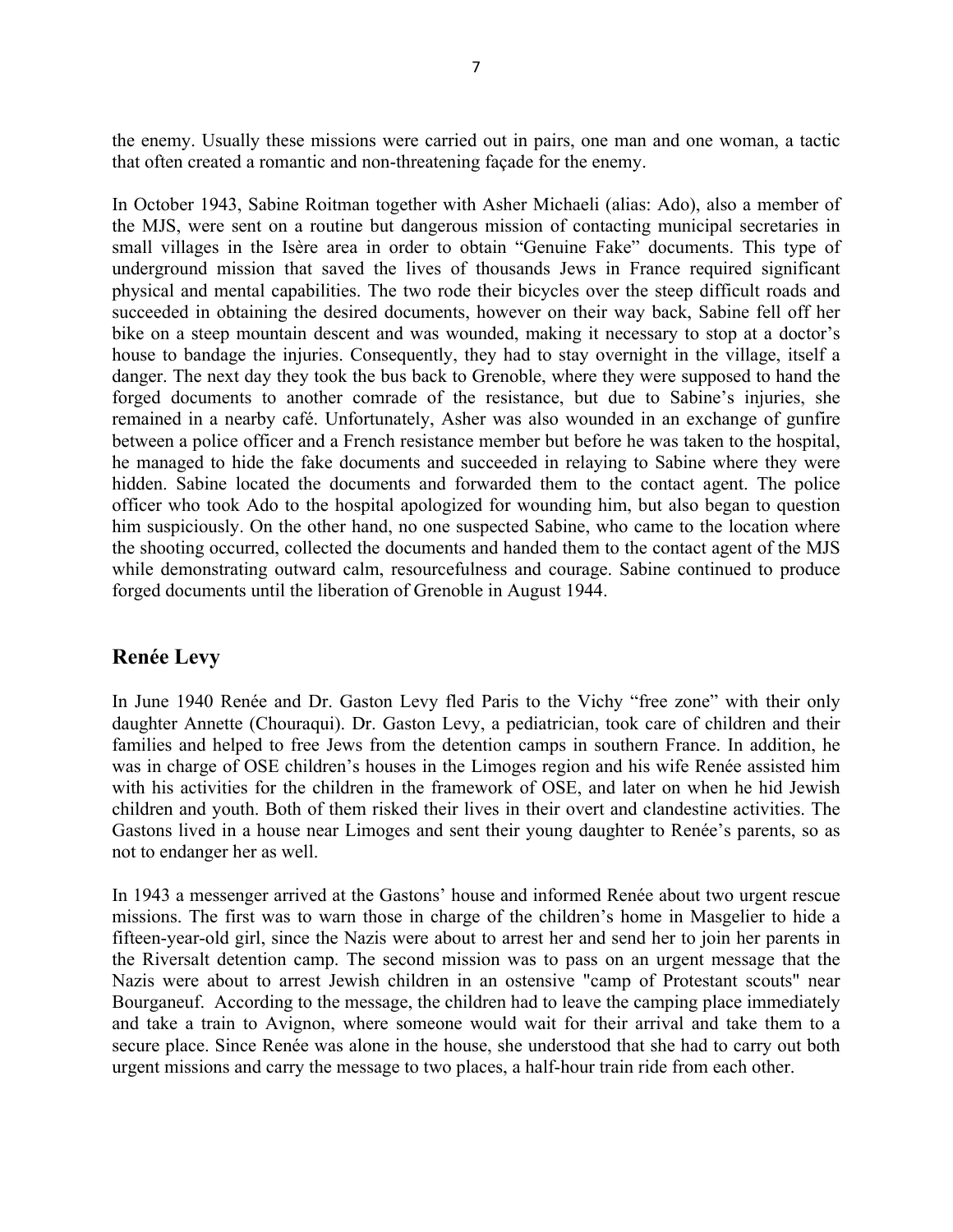the enemy. Usually these missions were carried out in pairs, one man and one woman, a tactic that often created a romantic and non-threatening façade for the enemy.

In October 1943, Sabine Roitman together with Asher Michaeli (alias: Ado), also a member of the MJS, were sent on a routine but dangerous mission of contacting municipal secretaries in small villages in the Isère area in order to obtain "Genuine Fake" documents. This type of underground mission that saved the lives of thousands Jews in France required significant physical and mental capabilities. The two rode their bicycles over the steep difficult roads and succeeded in obtaining the desired documents, however on their way back, Sabine fell off her bike on a steep mountain descent and was wounded, making it necessary to stop at a doctor's house to bandage the injuries. Consequently, they had to stay overnight in the village, itself a danger. The next day they took the bus back to Grenoble, where they were supposed to hand the forged documents to another comrade of the resistance, but due to Sabine's injuries, she remained in a nearby café. Unfortunately, Asher was also wounded in an exchange of gunfire between a police officer and a French resistance member but before he was taken to the hospital, he managed to hide the fake documents and succeeded in relaying to Sabine where they were hidden. Sabine located the documents and forwarded them to the contact agent. The police officer who took Ado to the hospital apologized for wounding him, but also began to question him suspiciously. On the other hand, no one suspected Sabine, who came to the location where the shooting occurred, collected the documents and handed them to the contact agent of the MJS while demonstrating outward calm, resourcefulness and courage. Sabine continued to produce forged documents until the liberation of Grenoble in August 1944.

## Renée Levy

In June 1940 Renée and Dr. Gaston Levy fled Paris to the Vichy "free zone" with their only daughter Annette (Chouraqui). Dr. Gaston Levy, a pediatrician, took care of children and their families and helped to free Jews from the detention camps in southern France. In addition, he was in charge of OSE children's houses in the Limoges region and his wife Renée assisted him with his activities for the children in the framework of OSE, and later on when he hid Jewish children and youth. Both of them risked their lives in their overt and clandestine activities. The Gastons lived in a house near Limoges and sent their young daughter to Renée's parents, so as not to endanger her as well.

In 1943 a messenger arrived at the Gastons' house and informed Renée about two urgent rescue missions. The first was to warn those in charge of the children's home in Masgelier to hide a fifteen-year-old girl, since the Nazis were about to arrest her and send her to join her parents in the Riversalt detention camp. The second mission was to pass on an urgent message that the Nazis were about to arrest Jewish children in an ostensive "camp of Protestant scouts" near Bourganeuf. According to the message, the children had to leave the camping place immediately and take a train to Avignon, where someone would wait for their arrival and take them to a secure place. Since Renée was alone in the house, she understood that she had to carry out both urgent missions and carry the message to two places, a half-hour train ride from each other.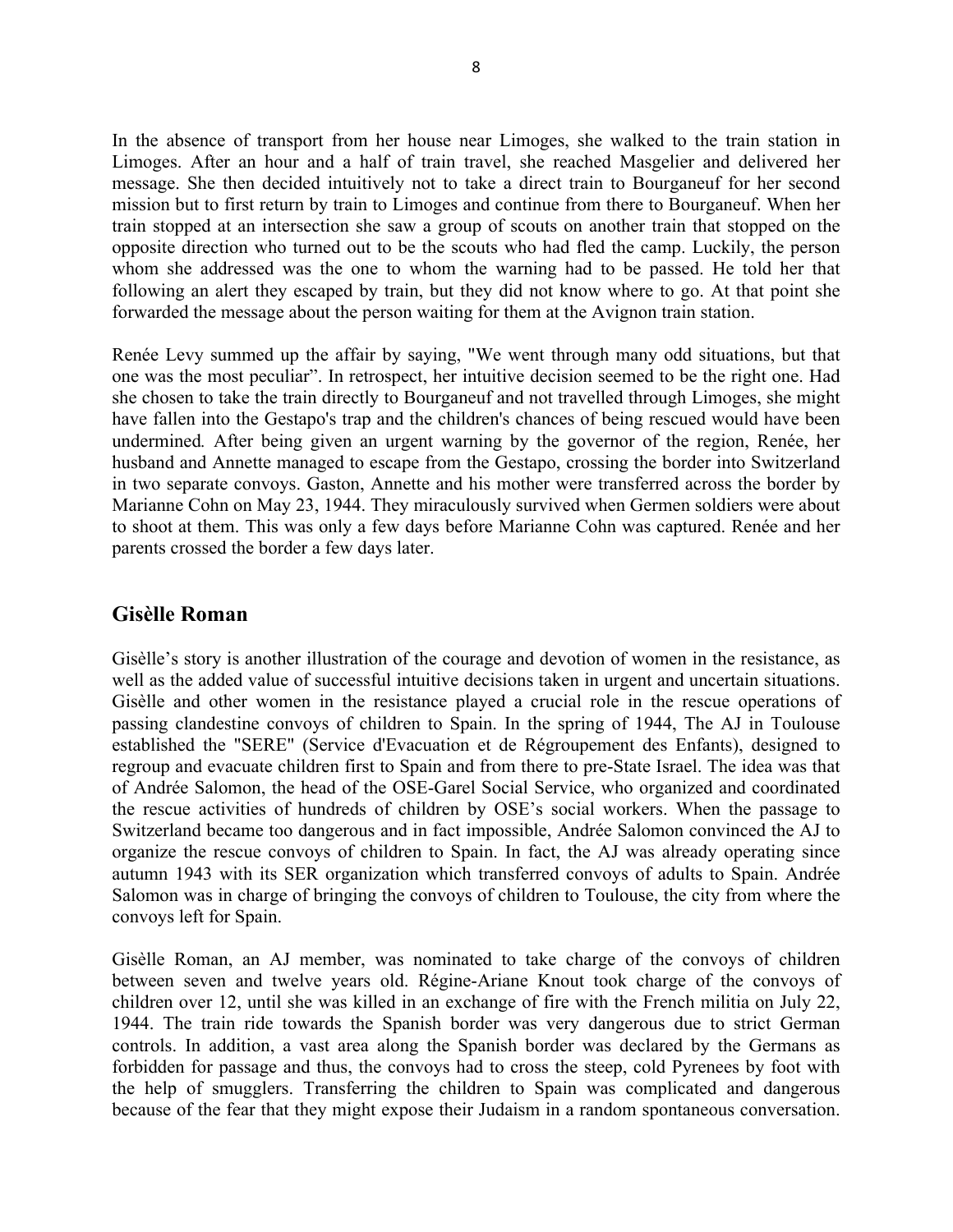In the absence of transport from her house near Limoges, she walked to the train station in Limoges. After an hour and a half of train travel, she reached Masgelier and delivered her message. She then decided intuitively not to take a direct train to Bourganeuf for her second mission but to first return by train to Limoges and continue from there to Bourganeuf. When her train stopped at an intersection she saw a group of scouts on another train that stopped on the opposite direction who turned out to be the scouts who had fled the camp. Luckily, the person whom she addressed was the one to whom the warning had to be passed. He told her that following an alert they escaped by train, but they did not know where to go. At that point she forwarded the message about the person waiting for them at the Avignon train station.

Renée Levy summed up the affair by saying, "We went through many odd situations, but that one was the most peculiar". In retrospect, her intuitive decision seemed to be the right one. Had she chosen to take the train directly to Bourganeuf and not travelled through Limoges, she might have fallen into the Gestapo's trap and the children's chances of being rescued would have been undermined. After being given an urgent warning by the governor of the region, Renée, her husband and Annette managed to escape from the Gestapo, crossing the border into Switzerland in two separate convoys. Gaston, Annette and his mother were transferred across the border by Marianne Cohn on May 23, 1944. They miraculously survived when Germen soldiers were about to shoot at them. This was only a few days before Marianne Cohn was captured. Renée and her parents crossed the border a few days later.

## Gisèlle Roman

Gisèlle's story is another illustration of the courage and devotion of women in the resistance, as well as the added value of successful intuitive decisions taken in urgent and uncertain situations. Gisèlle and other women in the resistance played a crucial role in the rescue operations of passing clandestine convoys of children to Spain. In the spring of 1944, The AJ in Toulouse established the "SERE" (Service d'Evacuation et de Régroupement des Enfants), designed to regroup and evacuate children first to Spain and from there to pre-State Israel. The idea was that of Andrée Salomon, the head of the OSE-Garel Social Service, who organized and coordinated the rescue activities of hundreds of children by OSE's social workers. When the passage to Switzerland became too dangerous and in fact impossible, Andrée Salomon convinced the AJ to organize the rescue convoys of children to Spain. In fact, the AJ was already operating since autumn 1943 with its SER organization which transferred convoys of adults to Spain. Andrée Salomon was in charge of bringing the convoys of children to Toulouse, the city from where the convoys left for Spain.

Gisèlle Roman, an AJ member, was nominated to take charge of the convoys of children between seven and twelve years old. Régine-Ariane Knout took charge of the convoys of children over 12, until she was killed in an exchange of fire with the French militia on July 22, 1944. The train ride towards the Spanish border was very dangerous due to strict German controls. In addition, a vast area along the Spanish border was declared by the Germans as forbidden for passage and thus, the convoys had to cross the steep, cold Pyrenees by foot with the help of smugglers. Transferring the children to Spain was complicated and dangerous because of the fear that they might expose their Judaism in a random spontaneous conversation.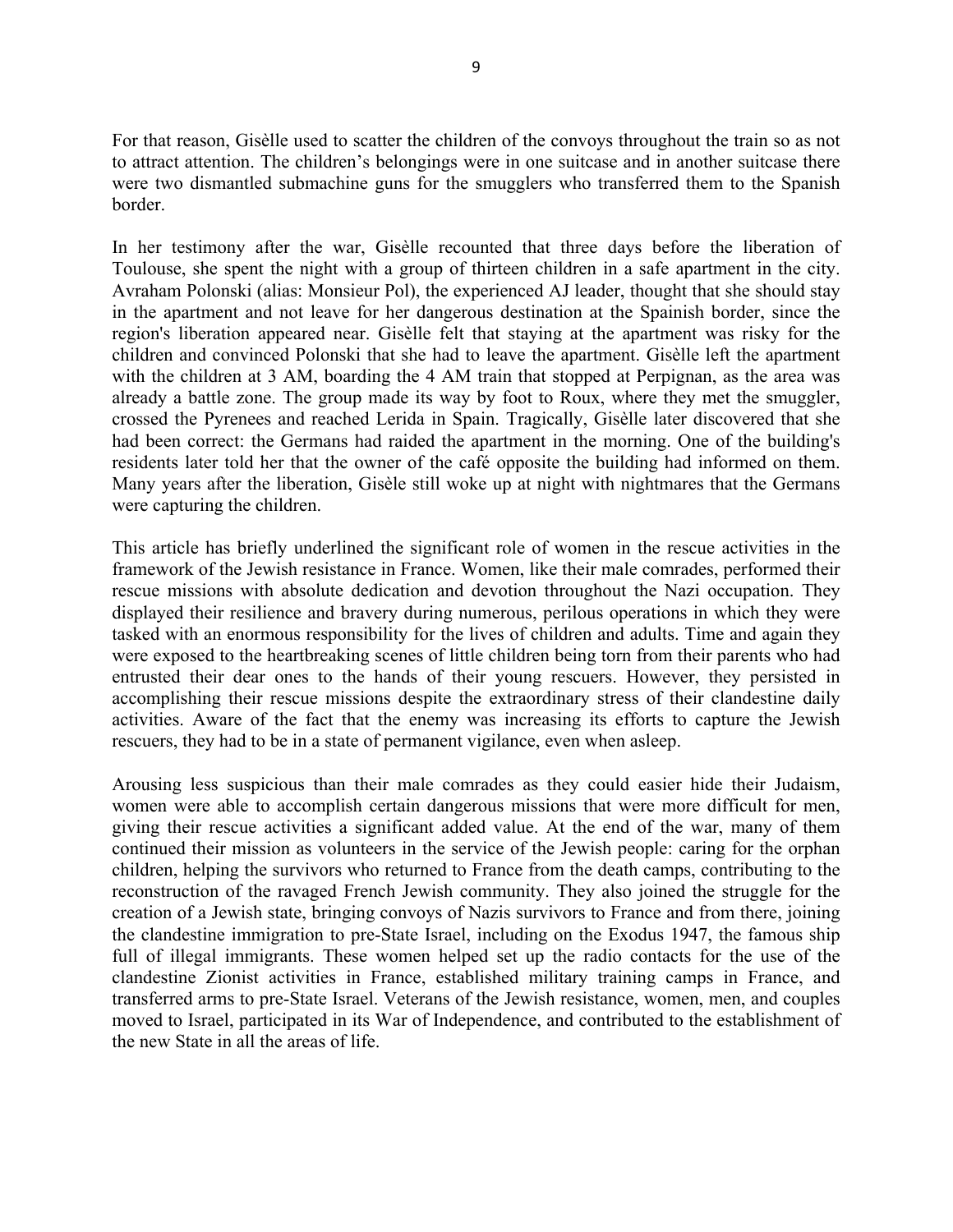For that reason, Gisèlle used to scatter the children of the convoys throughout the train so as not to attract attention. The children's belongings were in one suitcase and in another suitcase there were two dismantled submachine guns for the smugglers who transferred them to the Spanish border.

In her testimony after the war, Gisèlle recounted that three days before the liberation of Toulouse, she spent the night with a group of thirteen children in a safe apartment in the city. Avraham Polonski (alias: Monsieur Pol), the experienced AJ leader, thought that she should stay in the apartment and not leave for her dangerous destination at the Spainish border, since the region's liberation appeared near. Gisèlle felt that staying at the apartment was risky for the children and convinced Polonski that she had to leave the apartment. Gisèlle left the apartment with the children at 3 AM, boarding the 4 AM train that stopped at Perpignan, as the area was already a battle zone. The group made its way by foot to Roux, where they met the smuggler, crossed the Pyrenees and reached Lerida in Spain. Tragically, Gisèlle later discovered that she had been correct: the Germans had raided the apartment in the morning. One of the building's residents later told her that the owner of the café opposite the building had informed on them. Many years after the liberation, Gisèle still woke up at night with nightmares that the Germans were capturing the children.

This article has briefly underlined the significant role of women in the rescue activities in the framework of the Jewish resistance in France. Women, like their male comrades, performed their rescue missions with absolute dedication and devotion throughout the Nazi occupation. They displayed their resilience and bravery during numerous, perilous operations in which they were tasked with an enormous responsibility for the lives of children and adults. Time and again they were exposed to the heartbreaking scenes of little children being torn from their parents who had entrusted their dear ones to the hands of their young rescuers. However, they persisted in accomplishing their rescue missions despite the extraordinary stress of their clandestine daily activities. Aware of the fact that the enemy was increasing its efforts to capture the Jewish rescuers, they had to be in a state of permanent vigilance, even when asleep.

Arousing less suspicious than their male comrades as they could easier hide their Judaism, women were able to accomplish certain dangerous missions that were more difficult for men, giving their rescue activities a significant added value. At the end of the war, many of them continued their mission as volunteers in the service of the Jewish people: caring for the orphan children, helping the survivors who returned to France from the death camps, contributing to the reconstruction of the ravaged French Jewish community. They also joined the struggle for the creation of a Jewish state, bringing convoys of Nazis survivors to France and from there, joining the clandestine immigration to pre-State Israel, including on the Exodus 1947, the famous ship full of illegal immigrants. These women helped set up the radio contacts for the use of the clandestine Zionist activities in France, established military training camps in France, and transferred arms to pre-State Israel. Veterans of the Jewish resistance, women, men, and couples moved to Israel, participated in its War of Independence, and contributed to the establishment of the new State in all the areas of life.